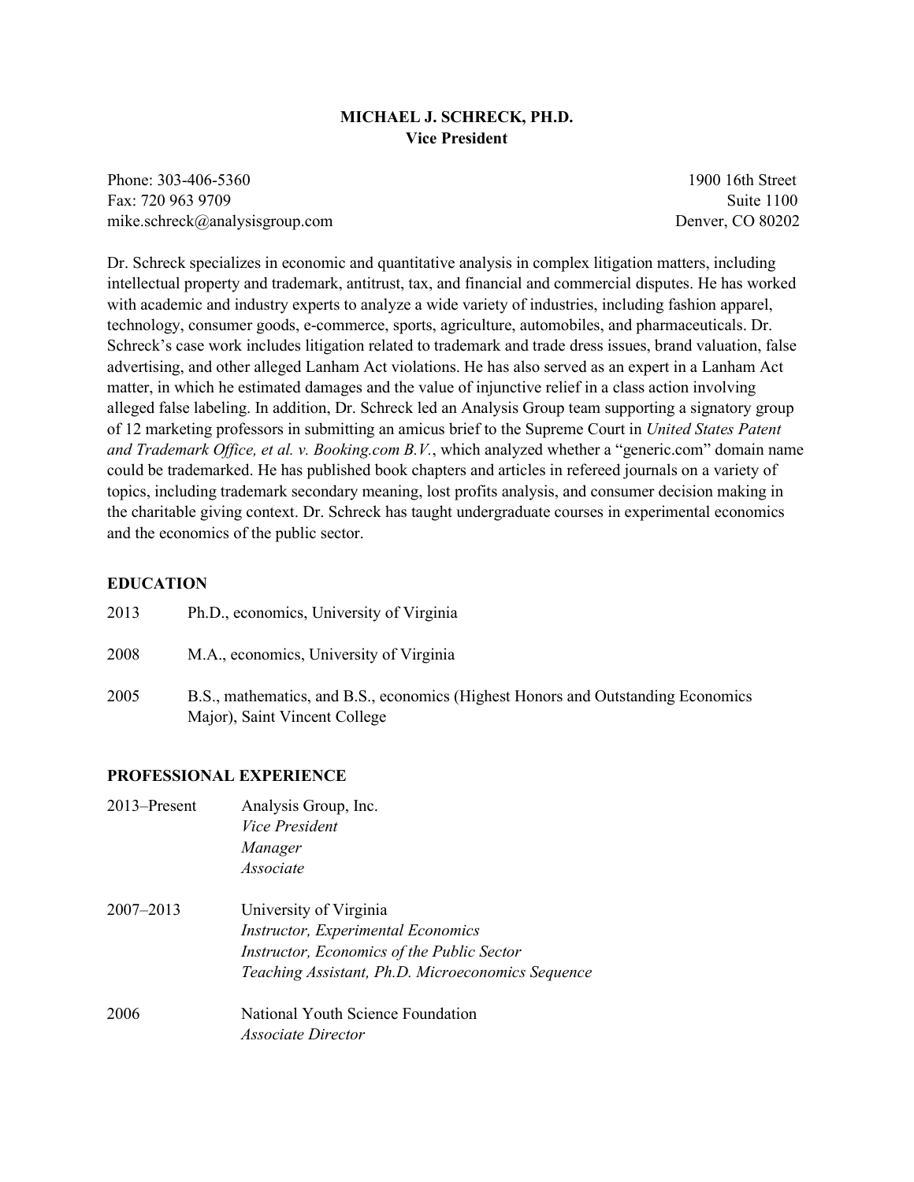# MICHAEL J. SCHRECK, PH.D.
## Vice President

Phone: 303-406-5360
Fax: 720 963 9709
mike.schreck@analysisgroup.com

1900 16th Street
Suite 1100
Denver, CO 80202

Dr. Schreck specializes in economic and quantitative analysis in complex litigation matters, including intellectual property and trademark, antitrust, tax, and financial and commercial disputes. He has worked with academic and industry experts to analyze a wide variety of industries, including fashion apparel, technology, consumer goods, e-commerce, sports, agriculture, automobiles, and pharmaceuticals. Dr. Schreck's case work includes litigation related to trademark and trade dress issues, brand valuation, false advertising, and other alleged Lanham Act violations. He has also served as an expert in a Lanham Act matter, in which he estimated damages and the value of injunctive relief in a class action involving alleged false labeling. In addition, Dr. Schreck led an Analysis Group team supporting a signatory group of 12 marketing professors in submitting an amicus brief to the Supreme Court in *United States Patent and Trademark Office, et al. v. Booking.com B.V.*, which analyzed whether a "generic.com" domain name could be trademarked. He has published book chapters and articles in refereed journals on a variety of topics, including trademark secondary meaning, lost profits analysis, and consumer decision making in the charitable giving context. Dr. Schreck has taught undergraduate courses in experimental economics and the economics of the public sector.

### EDUCATION

| | |
|---|---|
| 2013 | Ph.D., economics, University of Virginia |
| 2008 | M.A., economics, University of Virginia |
| 2005 | B.S., mathematics, and B.S., economics (Highest Honors and Outstanding Economics Major), Saint Vincent College |

### PROFESSIONAL EXPERIENCE

| | |
|---|---|
| 2013–Present | Analysis Group, Inc.<br>*Vice President*<br>*Manager*<br>*Associate* |
| 2007–2013 | University of Virginia<br>*Instructor, Experimental Economics*<br>*Instructor, Economics of the Public Sector*<br>*Teaching Assistant, Ph.D. Microeconomics Sequence* |
| 2006 | National Youth Science Foundation<br>*Associate Director* |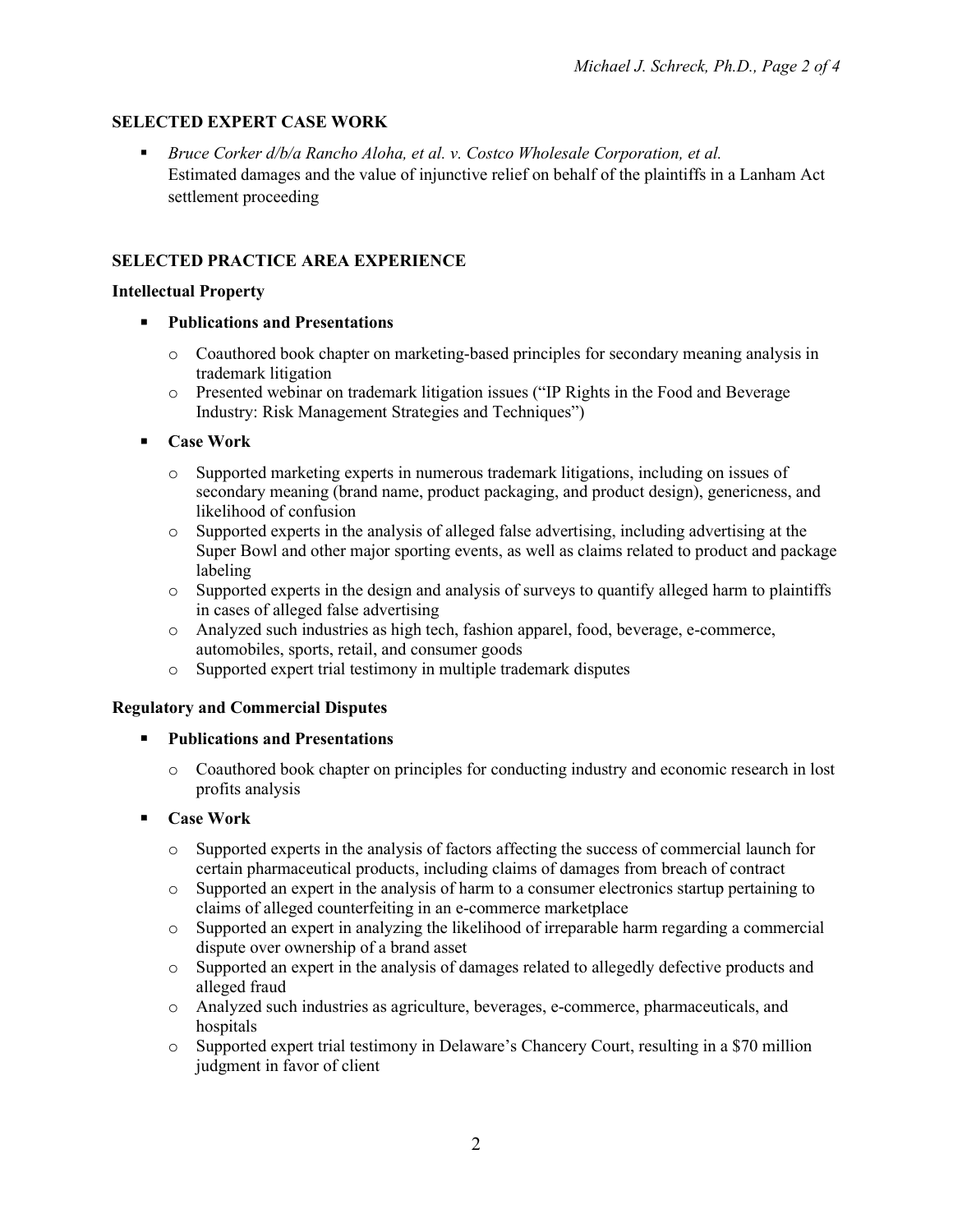## SELECTED EXPERT CASE WORK

- *Bruce Corker d/b/a Rancho Aloha, et al. v. Costco Wholesale Corporation, et al.*
  Estimated damages and the value of injunctive relief on behalf of the plaintiffs in a Lanham Act settlement proceeding

## SELECTED PRACTICE AREA EXPERIENCE

### Intellectual Property

- **Publications and Presentations**
  - Coauthored book chapter on marketing-based principles for secondary meaning analysis in trademark litigation
  - Presented webinar on trademark litigation issues ("IP Rights in the Food and Beverage Industry: Risk Management Strategies and Techniques")
- **Case Work**
  - Supported marketing experts in numerous trademark litigations, including on issues of secondary meaning (brand name, product packaging, and product design), genericness, and likelihood of confusion
  - Supported experts in the analysis of alleged false advertising, including advertising at the Super Bowl and other major sporting events, as well as claims related to product and package labeling
  - Supported experts in the design and analysis of surveys to quantify alleged harm to plaintiffs in cases of alleged false advertising
  - Analyzed such industries as high tech, fashion apparel, food, beverage, e-commerce, automobiles, sports, retail, and consumer goods
  - Supported expert trial testimony in multiple trademark disputes

### Regulatory and Commercial Disputes

- **Publications and Presentations**
  - Coauthored book chapter on principles for conducting industry and economic research in lost profits analysis
- **Case Work**
  - Supported experts in the analysis of factors affecting the success of commercial launch for certain pharmaceutical products, including claims of damages from breach of contract
  - Supported an expert in the analysis of harm to a consumer electronics startup pertaining to claims of alleged counterfeiting in an e-commerce marketplace
  - Supported an expert in analyzing the likelihood of irreparable harm regarding a commercial dispute over ownership of a brand asset
  - Supported an expert in the analysis of damages related to allegedly defective products and alleged fraud
  - Analyzed such industries as agriculture, beverages, e-commerce, pharmaceuticals, and hospitals
  - Supported expert trial testimony in Delaware's Chancery Court, resulting in a $70 million judgment in favor of client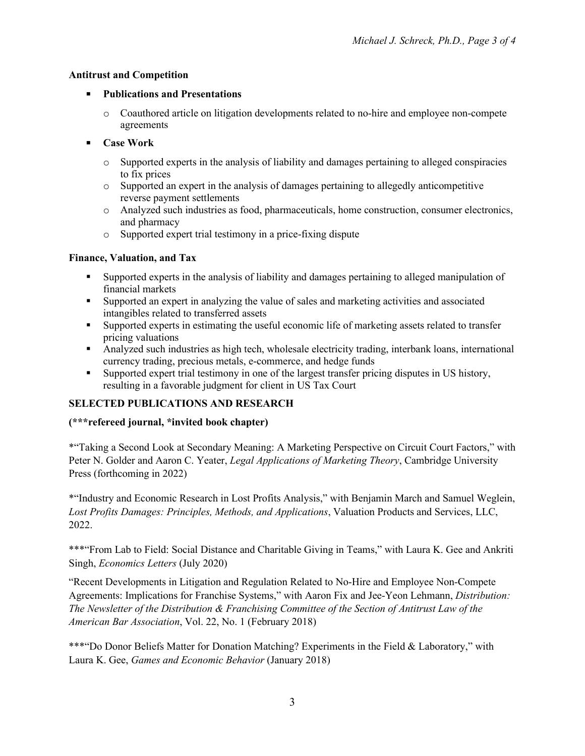**Antitrust and Competition**

- **Publications and Presentations**
  - Coauthored article on litigation developments related to no-hire and employee non-compete agreements
- **Case Work**
  - Supported experts in the analysis of liability and damages pertaining to alleged conspiracies to fix prices
  - Supported an expert in the analysis of damages pertaining to allegedly anticompetitive reverse payment settlements
  - Analyzed such industries as food, pharmaceuticals, home construction, consumer electronics, and pharmacy
  - Supported expert trial testimony in a price-fixing dispute

**Finance, Valuation, and Tax**

- Supported experts in the analysis of liability and damages pertaining to alleged manipulation of financial markets
- Supported an expert in analyzing the value of sales and marketing activities and associated intangibles related to transferred assets
- Supported experts in estimating the useful economic life of marketing assets related to transfer pricing valuations
- Analyzed such industries as high tech, wholesale electricity trading, interbank loans, international currency trading, precious metals, e-commerce, and hedge funds
- Supported expert trial testimony in one of the largest transfer pricing disputes in US history, resulting in a favorable judgment for client in US Tax Court

## SELECTED PUBLICATIONS AND RESEARCH

**(***refereed journal, *invited book chapter)**

*"Taking a Second Look at Secondary Meaning: A Marketing Perspective on Circuit Court Factors," with Peter N. Golder and Aaron C. Yeater, *Legal Applications of Marketing Theory*, Cambridge University Press (forthcoming in 2022)

*"Industry and Economic Research in Lost Profits Analysis," with Benjamin March and Samuel Weglein, *Lost Profits Damages: Principles, Methods, and Applications*, Valuation Products and Services, LLC, 2022.

***"From Lab to Field: Social Distance and Charitable Giving in Teams," with Laura K. Gee and Ankriti Singh, *Economics Letters* (July 2020)

"Recent Developments in Litigation and Regulation Related to No-Hire and Employee Non-Compete Agreements: Implications for Franchise Systems," with Aaron Fix and Jee-Yeon Lehmann, *Distribution: The Newsletter of the Distribution & Franchising Committee of the Section of Antitrust Law of the American Bar Association*, Vol. 22, No. 1 (February 2018)

***"Do Donor Beliefs Matter for Donation Matching? Experiments in the Field & Laboratory," with Laura K. Gee, *Games and Economic Behavior* (January 2018)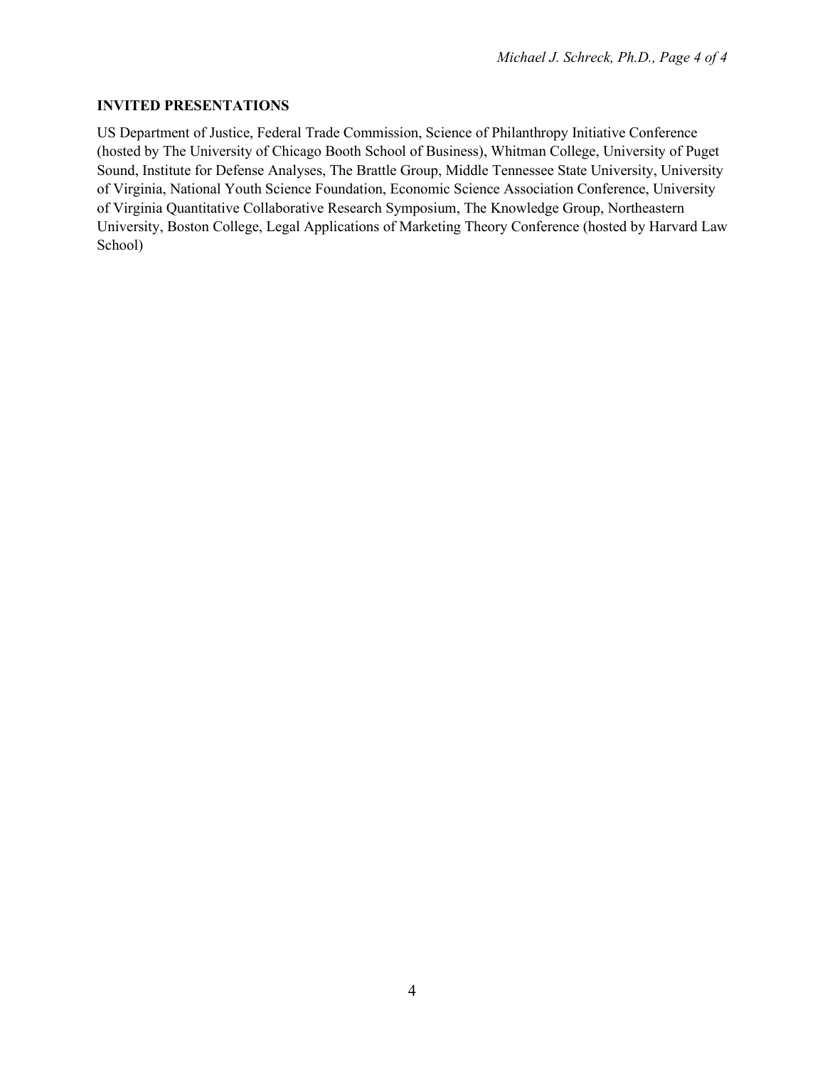**INVITED PRESENTATIONS**

US Department of Justice, Federal Trade Commission, Science of Philanthropy Initiative Conference (hosted by The University of Chicago Booth School of Business), Whitman College, University of Puget Sound, Institute for Defense Analyses, The Brattle Group, Middle Tennessee State University, University of Virginia, National Youth Science Foundation, Economic Science Association Conference, University of Virginia Quantitative Collaborative Research Symposium, The Knowledge Group, Northeastern University, Boston College, Legal Applications of Marketing Theory Conference (hosted by Harvard Law School)